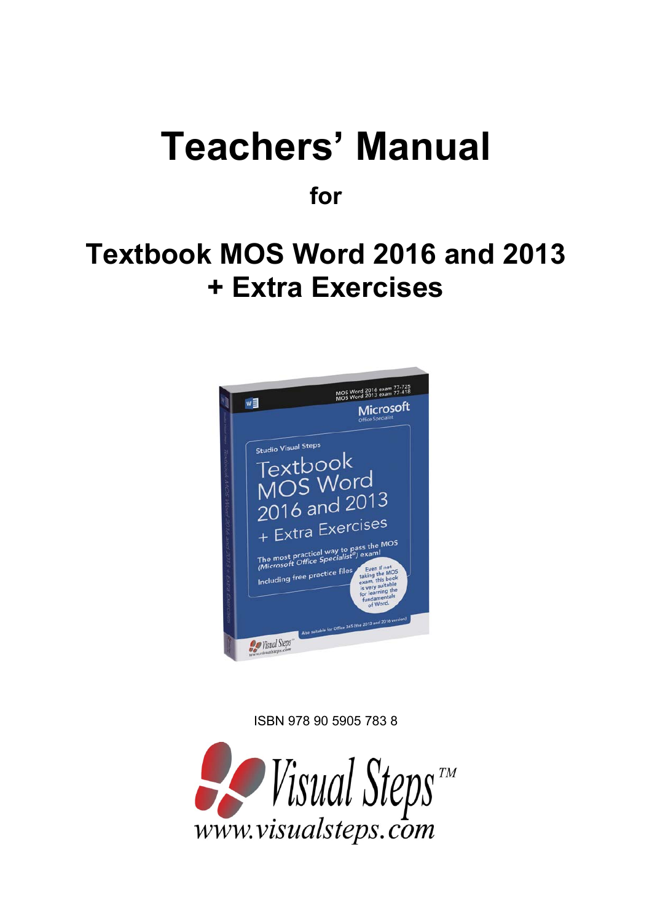# Teachers' Manual

**for**

## Textbook MOS Word 2016 and 2013 + Extra Exercises

ISBN 978 90 5905 783 8

www.visualsteps.com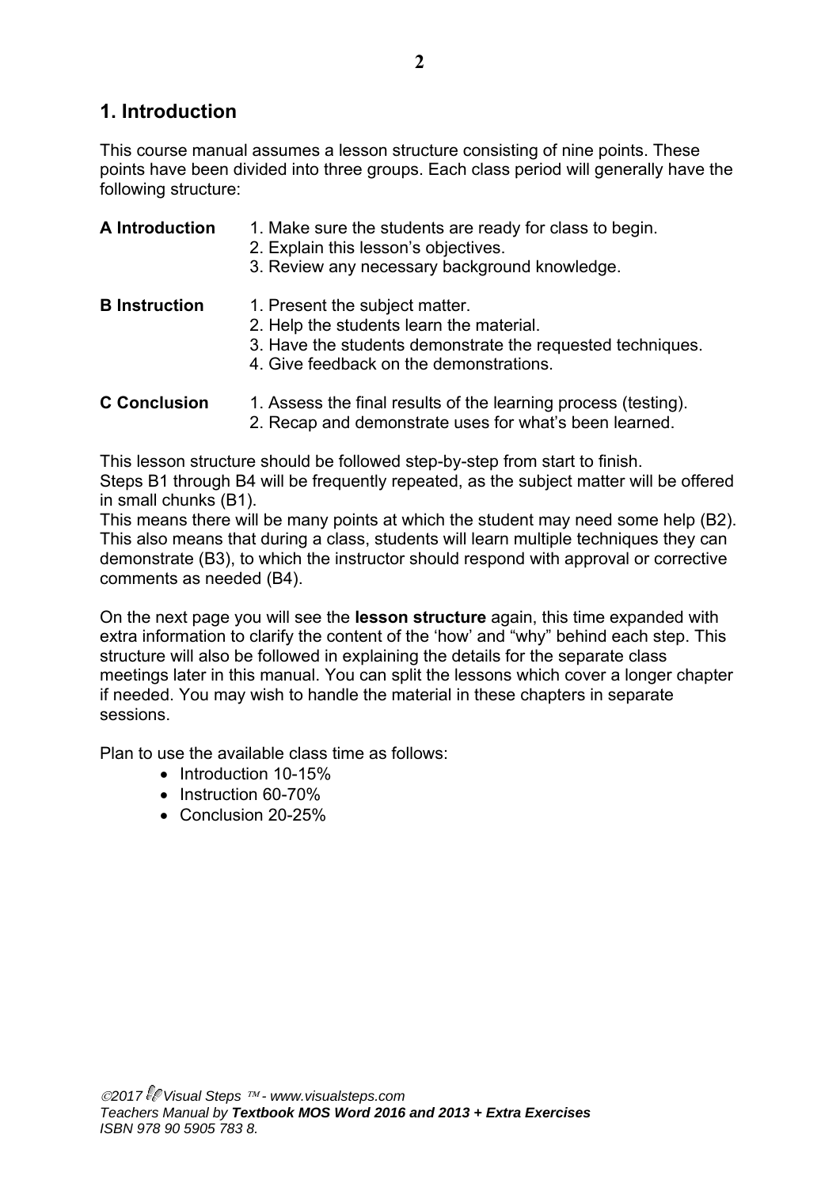# 1. Introduction

This course manual assumes a lesson structure consisting of nine points. These points have been divided into three groups. Each class period will generally have the following structure:

**A Introduction**
1. Make sure the students are ready for class to begin.
2. Explain this lesson's objectives.
3. Review any necessary background knowledge.

**B Instruction**
1. Present the subject matter.
2. Help the students learn the material.
3. Have the students demonstrate the requested techniques.
4. Give feedback on the demonstrations.

**C Conclusion**
1. Assess the final results of the learning process (testing).
2. Recap and demonstrate uses for what's been learned.

This lesson structure should be followed step-by-step from start to finish.
Steps B1 through B4 will be frequently repeated, as the subject matter will be offered in small chunks (B1).
This means there will be many points at which the student may need some help (B2). This also means that during a class, students will learn multiple techniques they can demonstrate (B3), to which the instructor should respond with approval or corrective comments as needed (B4).

On the next page you will see the **lesson structure** again, this time expanded with extra information to clarify the content of the 'how' and "why" behind each step. This structure will also be followed in explaining the details for the separate class meetings later in this manual. You can split the lessons which cover a longer chapter if needed. You may wish to handle the material in these chapters in separate sessions.

Plan to use the available class time as follows:

- Introduction 10-15%
- Instruction 60-70%
- Conclusion 20-25%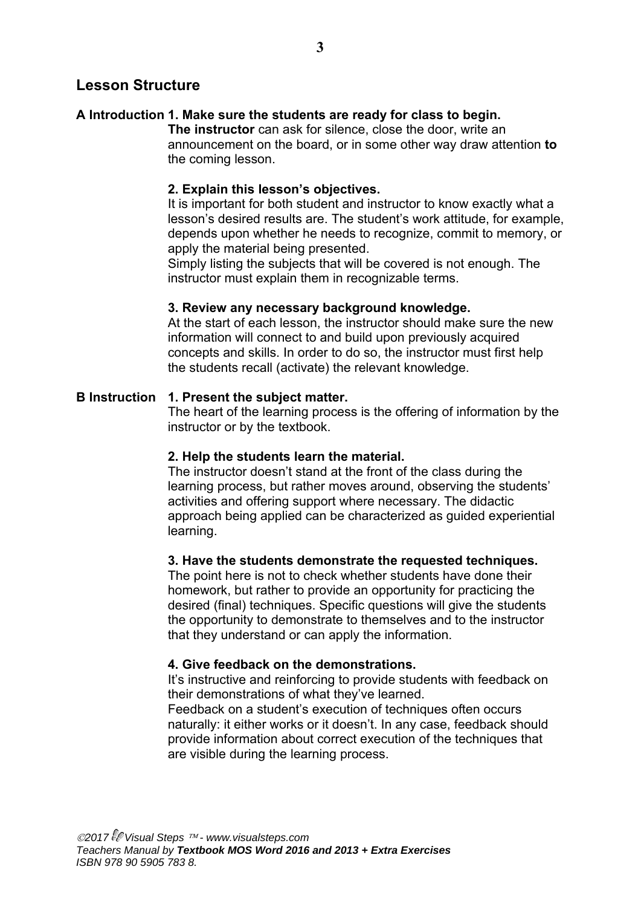## Lesson Structure

**A Introduction**

**1. Make sure the students are ready for class to begin.**

**The instructor** can ask for silence, close the door, write an announcement on the board, or in some other way draw attention **to** the coming lesson.

**2. Explain this lesson's objectives.**

It is important for both student and instructor to know exactly what a lesson's desired results are. The student's work attitude, for example, depends upon whether he needs to recognize, commit to memory, or apply the material being presented.

Simply listing the subjects that will be covered is not enough. The instructor must explain them in recognizable terms.

**3. Review any necessary background knowledge.**

At the start of each lesson, the instructor should make sure the new information will connect to and build upon previously acquired concepts and skills. In order to do so, the instructor must first help the students recall (activate) the relevant knowledge.

**B Instruction**

**1. Present the subject matter.**

The heart of the learning process is the offering of information by the instructor or by the textbook.

**2. Help the students learn the material.**

The instructor doesn't stand at the front of the class during the learning process, but rather moves around, observing the students' activities and offering support where necessary. The didactic approach being applied can be characterized as guided experiential learning.

**3. Have the students demonstrate the requested techniques.**

The point here is not to check whether students have done their homework, but rather to provide an opportunity for practicing the desired (final) techniques. Specific questions will give the students the opportunity to demonstrate to themselves and to the instructor that they understand or can apply the information.

**4. Give feedback on the demonstrations.**

It's instructive and reinforcing to provide students with feedback on their demonstrations of what they've learned.

Feedback on a student's execution of techniques often occurs naturally: it either works or it doesn't. In any case, feedback should provide information about correct execution of the techniques that are visible during the learning process.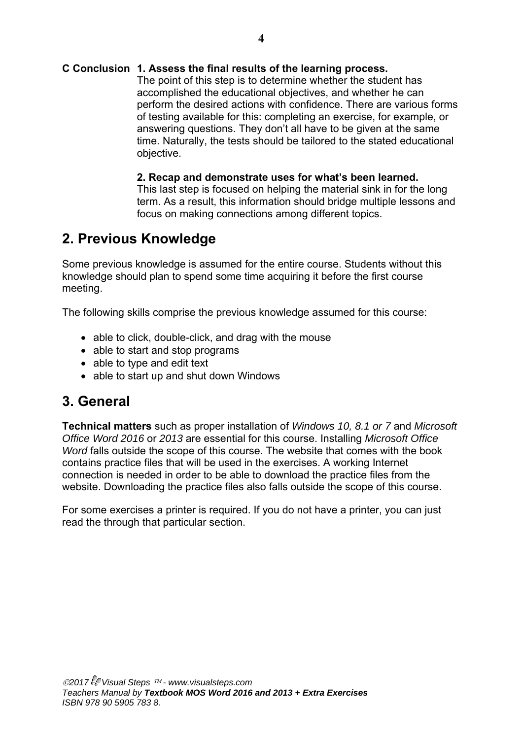**C Conclusion** **1. Assess the final results of the learning process.**

The point of this step is to determine whether the student has accomplished the educational objectives, and whether he can perform the desired actions with confidence. There are various forms of testing available for this: completing an exercise, for example, or answering questions. They don't all have to be given at the same time. Naturally, the tests should be tailored to the stated educational objective.

**2. Recap and demonstrate uses for what's been learned.**

This last step is focused on helping the material sink in for the long term. As a result, this information should bridge multiple lessons and focus on making connections among different topics.

## 2. Previous Knowledge

Some previous knowledge is assumed for the entire course. Students without this knowledge should plan to spend some time acquiring it before the first course meeting.

The following skills comprise the previous knowledge assumed for this course:

- able to click, double-click, and drag with the mouse
- able to start and stop programs
- able to type and edit text
- able to start up and shut down Windows

## 3. General

**Technical matters** such as proper installation of *Windows 10, 8.1 or 7* and *Microsoft Office Word 2016* or *2013* are essential for this course. Installing *Microsoft Office Word* falls outside the scope of this course. The website that comes with the book contains practice files that will be used in the exercises. A working Internet connection is needed in order to be able to download the practice files from the website. Downloading the practice files also falls outside the scope of this course.

For some exercises a printer is required. If you do not have a printer, you can just read the through that particular section.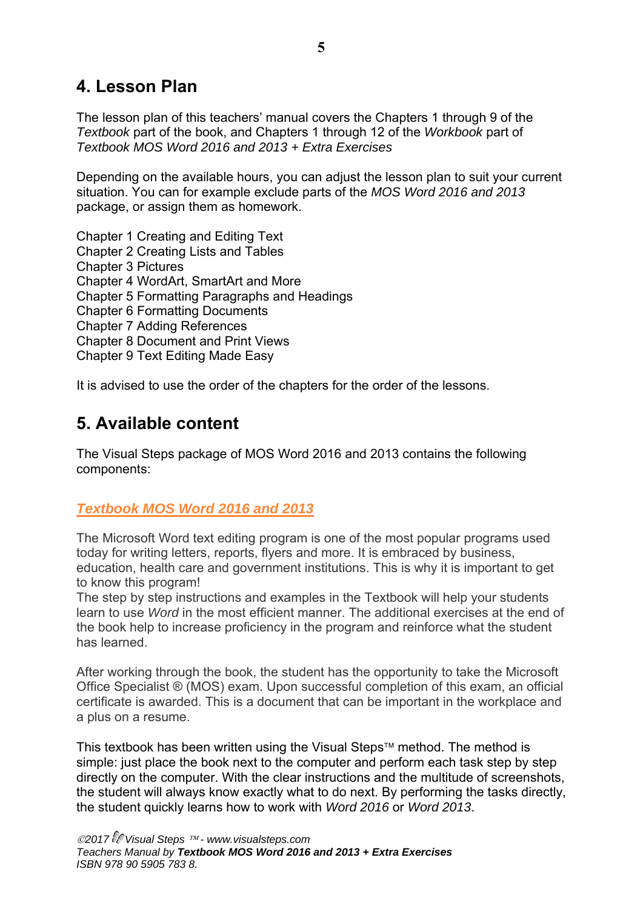## 4. Lesson Plan

The lesson plan of this teachers' manual covers the Chapters 1 through 9 of the *Textbook* part of the book, and Chapters 1 through 12 of the *Workbook* part of *Textbook MOS Word 2016 and 2013 + Extra Exercises*

Depending on the available hours, you can adjust the lesson plan to suit your current situation. You can for example exclude parts of the *MOS Word 2016 and 2013* package, or assign them as homework.

Chapter 1 Creating and Editing Text
Chapter 2 Creating Lists and Tables
Chapter 3 Pictures
Chapter 4 WordArt, SmartArt and More
Chapter 5 Formatting Paragraphs and Headings
Chapter 6 Formatting Documents
Chapter 7 Adding References
Chapter 8 Document and Print Views
Chapter 9 Text Editing Made Easy

It is advised to use the order of the chapters for the order of the lessons.

## 5. Available content

The Visual Steps package of MOS Word 2016 and 2013 contains the following components:

### *Textbook MOS Word 2016 and 2013*

The Microsoft Word text editing program is one of the most popular programs used today for writing letters, reports, flyers and more. It is embraced by business, education, health care and government institutions. This is why it is important to get to know this program!
The step by step instructions and examples in the Textbook will help your students learn to use *Word* in the most efficient manner. The additional exercises at the end of the book help to increase proficiency in the program and reinforce what the student has learned.

After working through the book, the student has the opportunity to take the Microsoft Office Specialist ® (MOS) exam. Upon successful completion of this exam, an official certificate is awarded. This is a document that can be important in the workplace and a plus on a resume.

This textbook has been written using the Visual Steps™ method. The method is simple: just place the book next to the computer and perform each task step by step directly on the computer. With the clear instructions and the multitude of screenshots, the student will always know exactly what to do next. By performing the tasks directly, the student quickly learns how to work with *Word 2016* or *Word 2013*.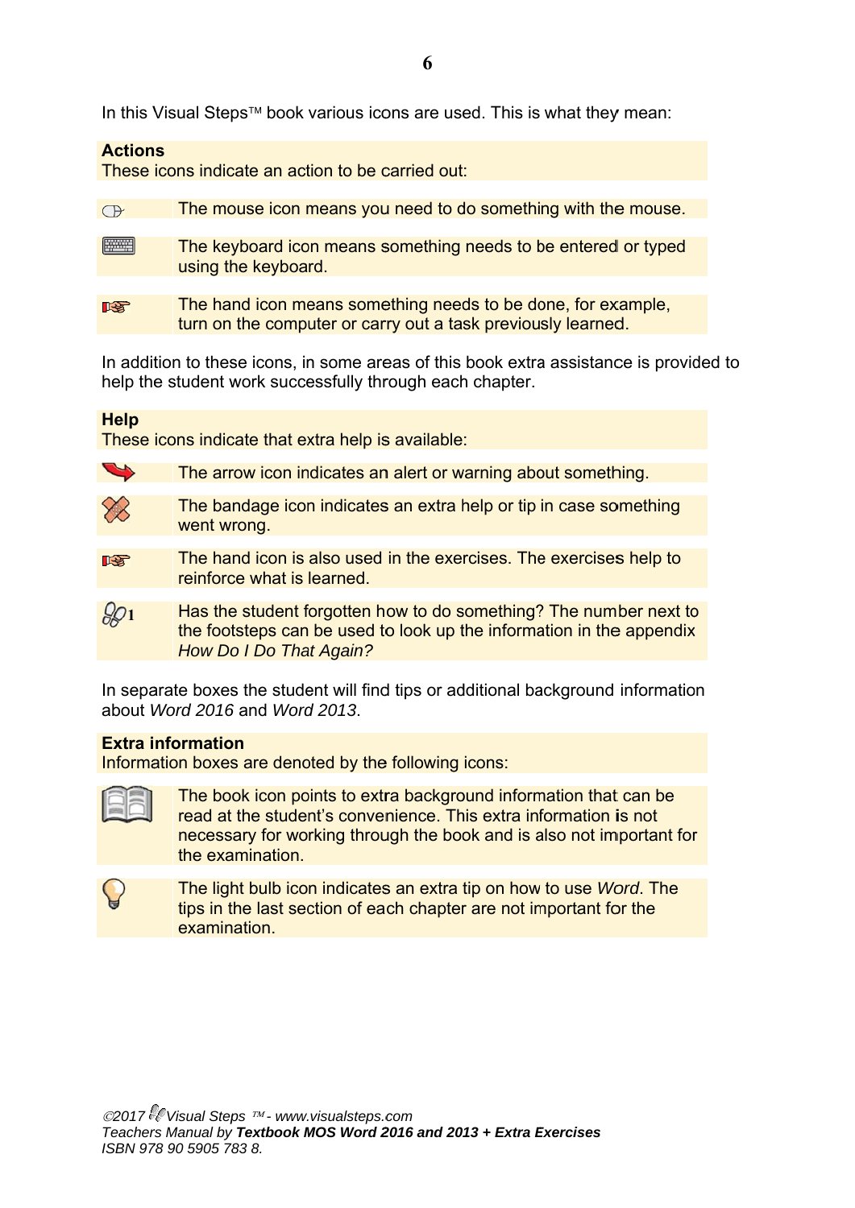In this Visual Steps™ book various icons are used. This is what they mean:

**Actions**
These icons indicate an action to be carried out:

| | |
|---|---|
| | The mouse icon means you need to do something with the mouse. |
| | The keyboard icon means something needs to be entered or typed using the keyboard. |
| | The hand icon means something needs to be done, for example, turn on the computer or carry out a task previously learned. |

In addition to these icons, in some areas of this book extra assistance is provided to help the student work successfully through each chapter.

**Help**
These icons indicate that extra help is available:

| | |
|---|---|
| | The arrow icon indicates an alert or warning about something. |
| | The bandage icon indicates an extra help or tip in case something went wrong. |
| | The hand icon is also used in the exercises. The exercises help to reinforce what is learned. |
| 1 | Has the student forgotten how to do something? The number next to the footsteps can be used to look up the information in the appendix *How Do I Do That Again?* |

In separate boxes the student will find tips or additional background information about *Word 2016* and *Word 2013*.

**Extra information**
Information boxes are denoted by the following icons:

| | |
|---|---|
| | The book icon points to extra background information that can be read at the student's convenience. This extra information is not necessary for working through the book and is also not important for the examination. |
| | The light bulb icon indicates an extra tip on how to use *Word*. The tips in the last section of each chapter are not important for the examination. |

*©2017 Visual Steps™ - www.visualsteps.com*
*Teachers Manual by **Textbook MOS Word 2016 and 2013 + Extra Exercises***
*ISBN 978 90 5905 783 8.*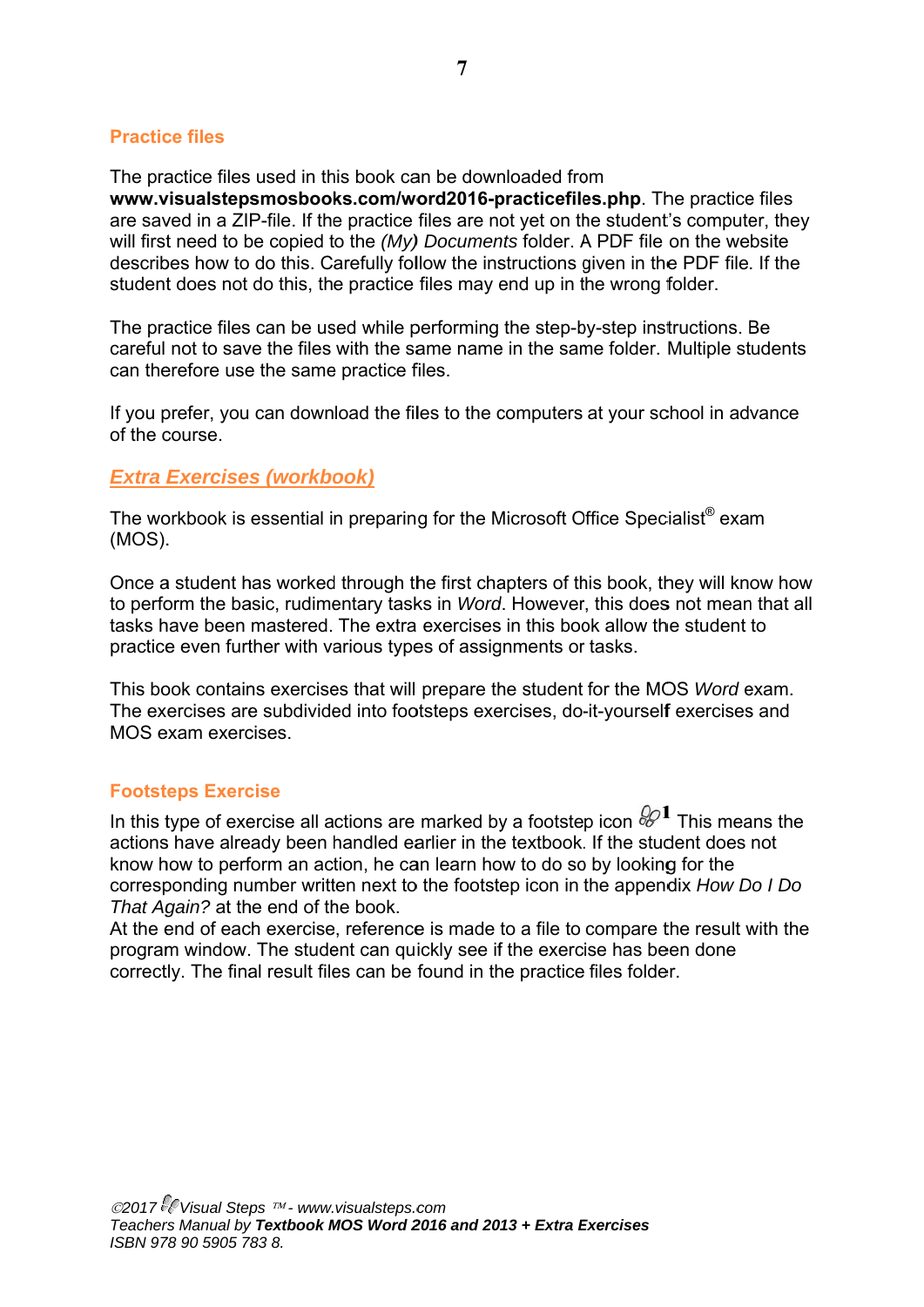## Practice files

The practice files used in this book can be downloaded from **www.visualstepsmosbooks.com/word2016-practicefiles.php**. The practice files are saved in a ZIP-file. If the practice files are not yet on the student's computer, they will first need to be copied to the *(My) Documents* folder. A PDF file on the website describes how to do this. Carefully follow the instructions given in the PDF file. If the student does not do this, the practice files may end up in the wrong folder.

The practice files can be used while performing the step-by-step instructions. Be careful not to save the files with the same name in the same folder. Multiple students can therefore use the same practice files.

If you prefer, you can download the files to the computers at your school in advance of the course.

## *Extra Exercises (workbook)*

The workbook is essential in preparing for the Microsoft Office Specialist® exam (MOS).

Once a student has worked through the first chapters of this book, they will know how to perform the basic, rudimentary tasks in *Word*. However, this does not mean that all tasks have been mastered. The extra exercises in this book allow the student to practice even further with various types of assignments or tasks.

This book contains exercises that will prepare the student for the MOS *Word* exam. The exercises are subdivided into footsteps exercises, do-it-yourself exercises and MOS exam exercises.

## Footsteps Exercise

In this type of exercise all actions are marked by a footstep icon 1 This means the actions have already been handled earlier in the textbook. If the student does not know how to perform an action, he can learn how to do so by looking for the corresponding number written next to the footstep icon in the appendix *How Do I Do That Again?* at the end of the book.
At the end of each exercise, reference is made to a file to compare the result with the program window. The student can quickly see if the exercise has been done correctly. The final result files can be found in the practice files folder.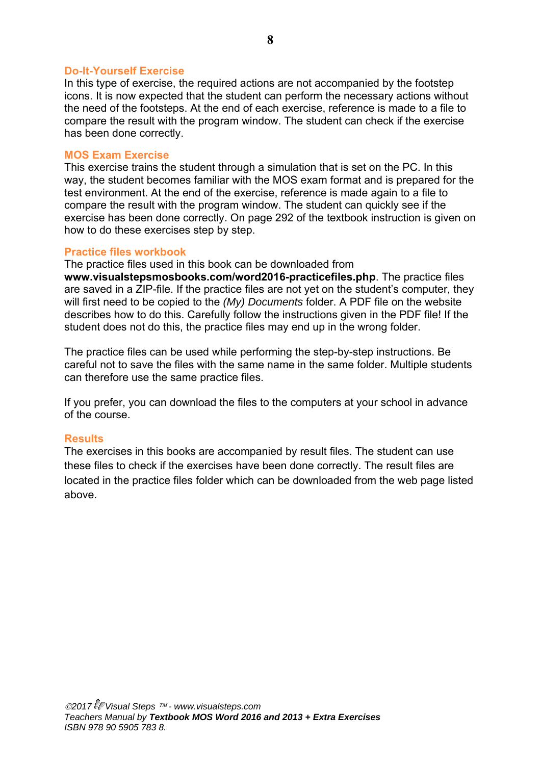### Do-It-Yourself Exercise

In this type of exercise, the required actions are not accompanied by the footstep icons. It is now expected that the student can perform the necessary actions without the need of the footsteps. At the end of each exercise, reference is made to a file to compare the result with the program window. The student can check if the exercise has been done correctly.

### MOS Exam Exercise

This exercise trains the student through a simulation that is set on the PC. In this way, the student becomes familiar with the MOS exam format and is prepared for the test environment. At the end of the exercise, reference is made again to a file to compare the result with the program window. The student can quickly see if the exercise has been done correctly. On page 292 of the textbook instruction is given on how to do these exercises step by step.

### Practice files workbook

The practice files used in this book can be downloaded from **www.visualstepsmosbooks.com/word2016-practicefiles.php**. The practice files are saved in a ZIP-file. If the practice files are not yet on the student's computer, they will first need to be copied to the *(My) Documents* folder. A PDF file on the website describes how to do this. Carefully follow the instructions given in the PDF file! If the student does not do this, the practice files may end up in the wrong folder.

The practice files can be used while performing the step-by-step instructions. Be careful not to save the files with the same name in the same folder. Multiple students can therefore use the same practice files.

If you prefer, you can download the files to the computers at your school in advance of the course.

### Results

The exercises in this books are accompanied by result files. The student can use these files to check if the exercises have been done correctly. The result files are located in the practice files folder which can be downloaded from the web page listed above.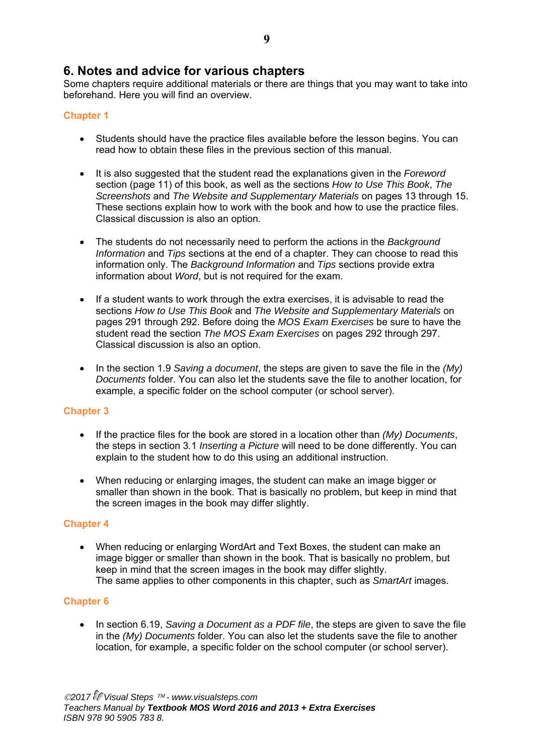## 6. Notes and advice for various chapters

Some chapters require additional materials or there are things that you may want to take into beforehand. Here you will find an overview.

### Chapter 1

- Students should have the practice files available before the lesson begins. You can read how to obtain these files in the previous section of this manual.

- It is also suggested that the student read the explanations given in the *Foreword* section (page 11) of this book, as well as the sections *How to Use This Book*, *The Screenshots* and *The Website and Supplementary Materials* on pages 13 through 15. These sections explain how to work with the book and how to use the practice files. Classical discussion is also an option.

- The students do not necessarily need to perform the actions in the *Background Information* and *Tips* sections at the end of a chapter. They can choose to read this information only. The *Background Information* and *Tips* sections provide extra information about *Word*, but is not required for the exam.

- If a student wants to work through the extra exercises, it is advisable to read the sections *How to Use This Book* and *The Website and Supplementary Materials* on pages 291 through 292. Before doing the *MOS Exam Exercises* be sure to have the student read the section *The MOS Exam Exercises* on pages 292 through 297. Classical discussion is also an option.

- In the section 1.9 *Saving a document*, the steps are given to save the file in the *(My) Documents* folder. You can also let the students save the file to another location, for example, a specific folder on the school computer (or school server).

### Chapter 3

- If the practice files for the book are stored in a location other than *(My) Documents*, the steps in section 3.1 *Inserting a Picture* will need to be done differently. You can explain to the student how to do this using an additional instruction.

- When reducing or enlarging images, the student can make an image bigger or smaller than shown in the book. That is basically no problem, but keep in mind that the screen images in the book may differ slightly.

### Chapter 4

- When reducing or enlarging WordArt and Text Boxes, the student can make an image bigger or smaller than shown in the book. That is basically no problem, but keep in mind that the screen images in the book may differ slightly.
  The same applies to other components in this chapter, such as *SmartArt* images.

### Chapter 6

- In section 6.19, *Saving a Document as a PDF file*, the steps are given to save the file in the *(My) Documents* folder. You can also let the students save the file to another location, for example, a specific folder on the school computer (or school server).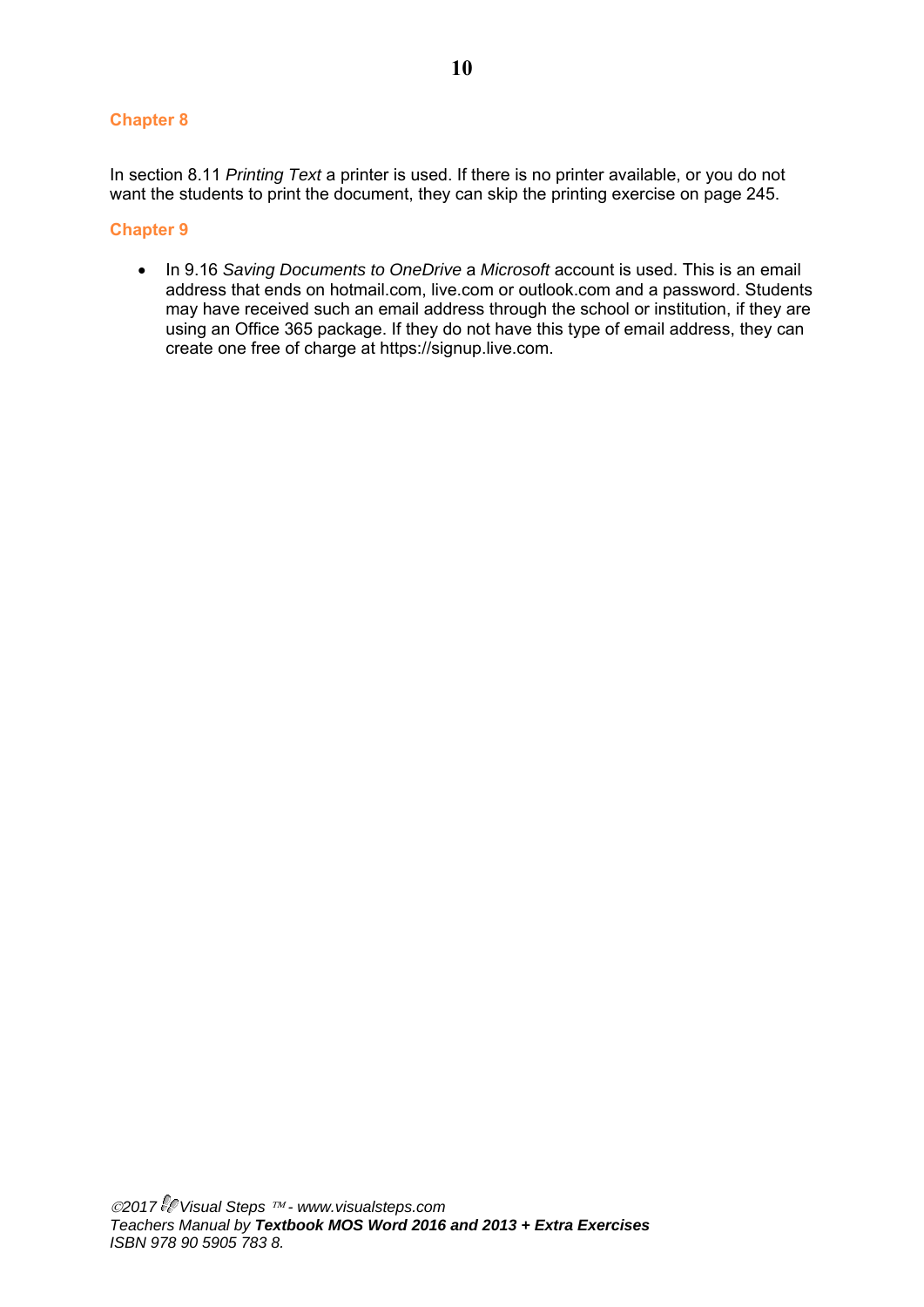## Chapter 8

In section 8.11 *Printing Text* a printer is used. If there is no printer available, or you do not want the students to print the document, they can skip the printing exercise on page 245.

## Chapter 9

- In 9.16 *Saving Documents to OneDrive* a *Microsoft* account is used. This is an email address that ends on hotmail.com, live.com or outlook.com and a password. Students may have received such an email address through the school or institution, if they are using an Office 365 package. If they do not have this type of email address, they can create one free of charge at https://signup.live.com.